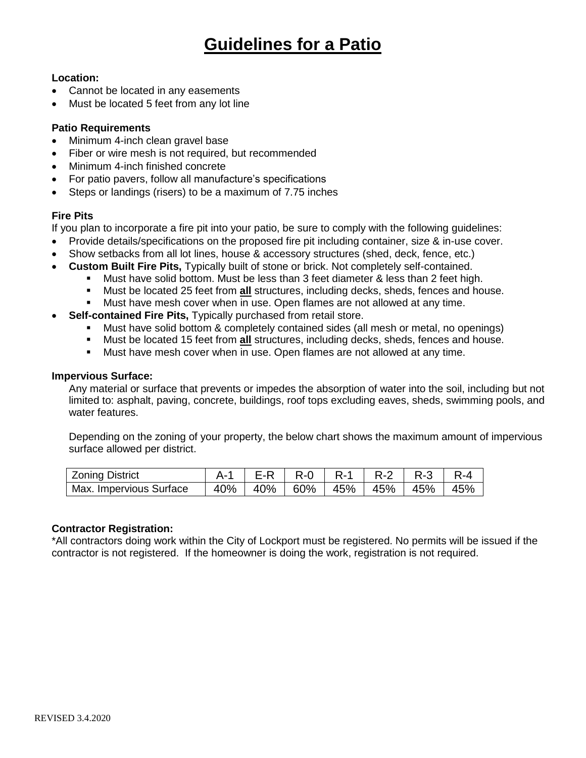# Guidelines for a Patio

**Location:**

- Cannot be located in any easements
- Must be located 5 feet from any lot line

**Patio Requirements**

- Minimum 4-inch clean gravel base
- Fiber or wire mesh is not required, but recommended
- Minimum 4-inch finished concrete
- For patio pavers, follow all manufacture's specifications
- Steps or landings (risers) to be a maximum of 7.75 inches

**Fire Pits**

If you plan to incorporate a fire pit into your patio, be sure to comply with the following guidelines:

- Provide details/specifications on the proposed fire pit including container, size & in-use cover.
- Show setbacks from all lot lines, house & accessory structures (shed, deck, fence, etc.)
- **Custom Built Fire Pits,** Typically built of stone or brick. Not completely self-contained.
  - Must have solid bottom. Must be less than 3 feet diameter & less than 2 feet high.
  - Must be located 25 feet from **all** structures, including decks, sheds, fences and house.
  - Must have mesh cover when in use. Open flames are not allowed at any time.
- **Self-contained Fire Pits,** Typically purchased from retail store.
  - Must have solid bottom & completely contained sides (all mesh or metal, no openings)
  - Must be located 15 feet from **all** structures, including decks, sheds, fences and house.
  - Must have mesh cover when in use. Open flames are not allowed at any time.

**Impervious Surface:**

Any material or surface that prevents or impedes the absorption of water into the soil, including but not limited to: asphalt, paving, concrete, buildings, roof tops excluding eaves, sheds, swimming pools, and water features.

Depending on the zoning of your property, the below chart shows the maximum amount of impervious surface allowed per district.

| Zoning District | A-1 | E-R | R-0 | R-1 | R-2 | R-3 | R-4 |
|---|---|---|---|---|---|---|---|
| Max. Impervious Surface | 40% | 40% | 60% | 45% | 45% | 45% | 45% |

**Contractor Registration:**

*All contractors doing work within the City of Lockport must be registered. No permits will be issued if the contractor is not registered. If the homeowner is doing the work, registration is not required.

REVISED 3.4.2020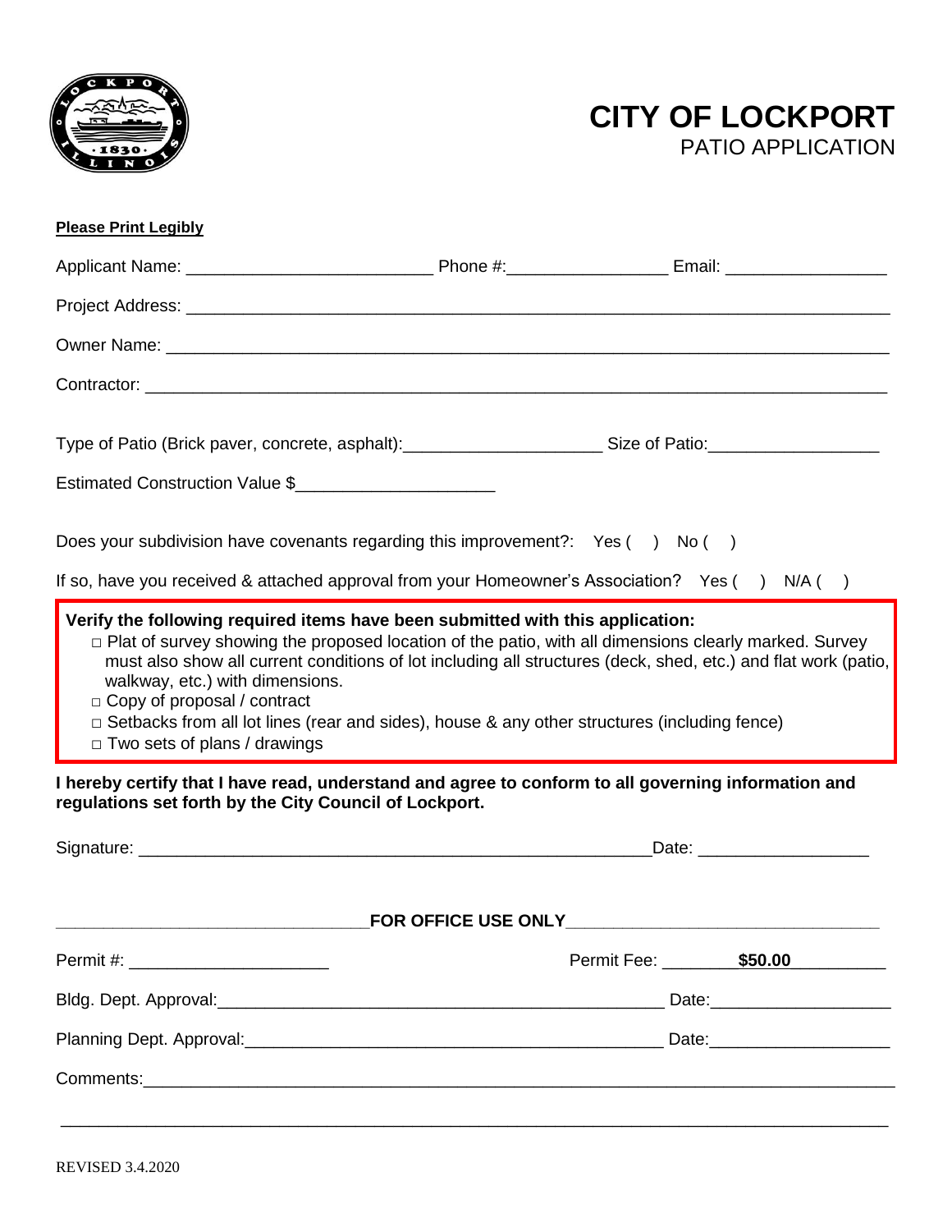# CITY OF LOCKPORT

## PATIO APPLICATION

**Please Print Legibly**

Applicant Name: _________________________ Phone #:________________ Email: ________________

Project Address: ______________________________________________________________________

Owner Name: _________________________________________________________________________

Contractor: __________________________________________________________________________

Type of Patio (Brick paver, concrete, asphalt):____________________ Size of Patio:_________________

Estimated Construction Value $____________________

Does your subdivision have covenants regarding this improvement?: Yes ( ) No ( )

If so, have you received & attached approval from your Homeowner's Association? Yes ( ) N/A ( )

**Verify the following required items have been submitted with this application:**

- □ Plat of survey showing the proposed location of the patio, with all dimensions clearly marked. Survey must also show all current conditions of lot including all structures (deck, shed, etc.) and flat work (patio, walkway, etc.) with dimensions.
- □ Copy of proposal / contract
- □ Setbacks from all lot lines (rear and sides), house & any other structures (including fence)
- □ Two sets of plans / drawings

**I hereby certify that I have read, understand and agree to conform to all governing information and regulations set forth by the City Council of Lockport.**

Signature: ____________________________________________________Date: _________________

**FOR OFFICE USE ONLY**

Permit #: ____________________ Permit Fee: ________**$50.00**_________

Bldg. Dept. Approval:____________________________________________ Date:__________________

Planning Dept. Approval:_________________________________________ Date:__________________

Comments:____________________________________________________________________________

______________________________________________________________________________________

REVISED 3.4.2020